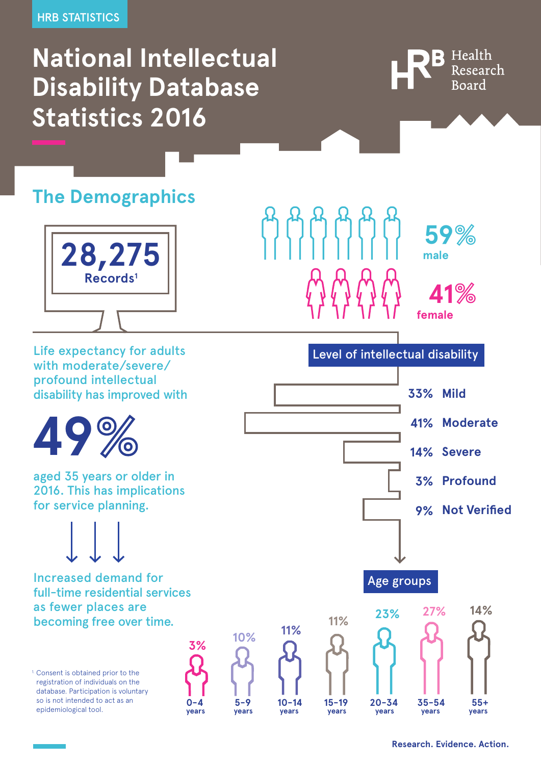HRB STATISTICS

# National Intellectual Disability Database Statistics 2016

Health Research Board

## The Demographics

**28,275** Records[1]

**59%** male

**41%** female

Life expectancy for adults with moderate/severe/profound intellectual disability has improved with

**49%**

aged 35 years or older in 2016. This has implications for service planning.

Increased demand for full-time residential services as fewer places are becoming free over time.

### Level of intellectual disability

| Level | % |
|---|---|
| Mild | 33% |
| Moderate | 41% |
| Severe | 14% |
| Profound | 3% |
| Not Verified | 9% |

### Age groups

| Age group | % |
|---|---|
| 0-4 years | 3% |
| 5-9 years | 10% |
| 10-14 years | 11% |
| 15-19 years | 11% |
| 20-34 years | 23% |
| 35-54 years | 27% |
| 55+ years | 14% |

[1] Consent is obtained prior to the registration of individuals on the database. Participation is voluntary so is not intended to act as an epidemiological tool.

Research. Evidence. Action.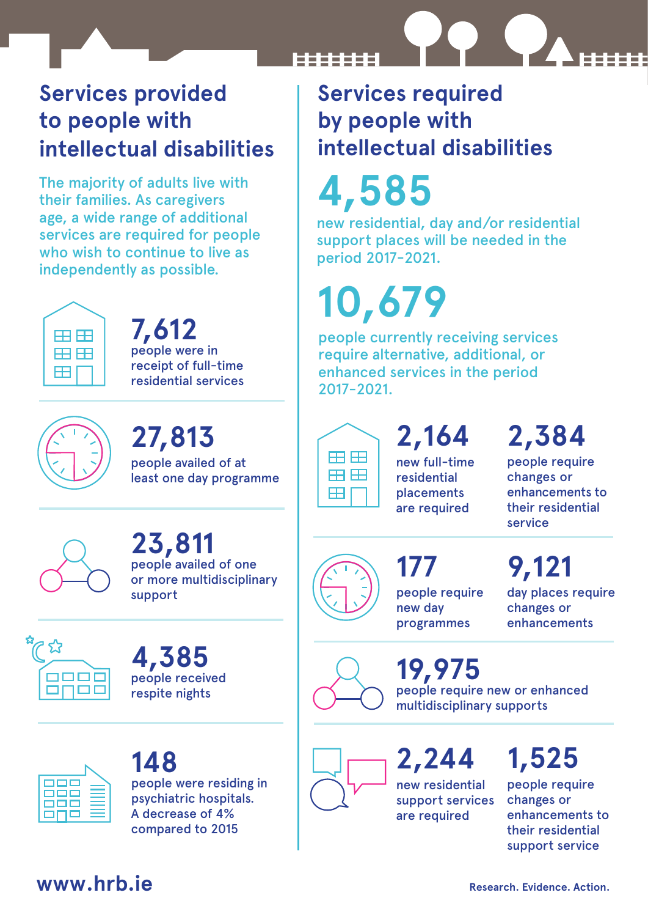## Services provided to people with intellectual disabilities

The majority of adults live with their families. As caregivers age, a wide range of additional services are required for people who wish to continue to live as independently as possible.

**7,612**
people were in receipt of full-time residential services

**27,813**
people availed of at least one day programme

**23,811**
people availed of one or more multidisciplinary support

**4,385**
people received respite nights

**148**
people were residing in psychiatric hospitals. A decrease of 4% compared to 2015

## Services required by people with intellectual disabilities

**4,585**
new residential, day and/or residential support places will be needed in the period 2017-2021.

**10,679**
people currently receiving services require alternative, additional, or enhanced services in the period 2017-2021.

**2,164**
new full-time residential placements are required

**2,384**
people require changes or enhancements to their residential service

**177**
people require new day programmes

**9,121**
day places require changes or enhancements

**19,975**
people require new or enhanced multidisciplinary supports

**2,244**
new residential support services are required

**1,525**
people require changes or enhancements to their residential support service

www.hrb.ie

Research. Evidence. Action.